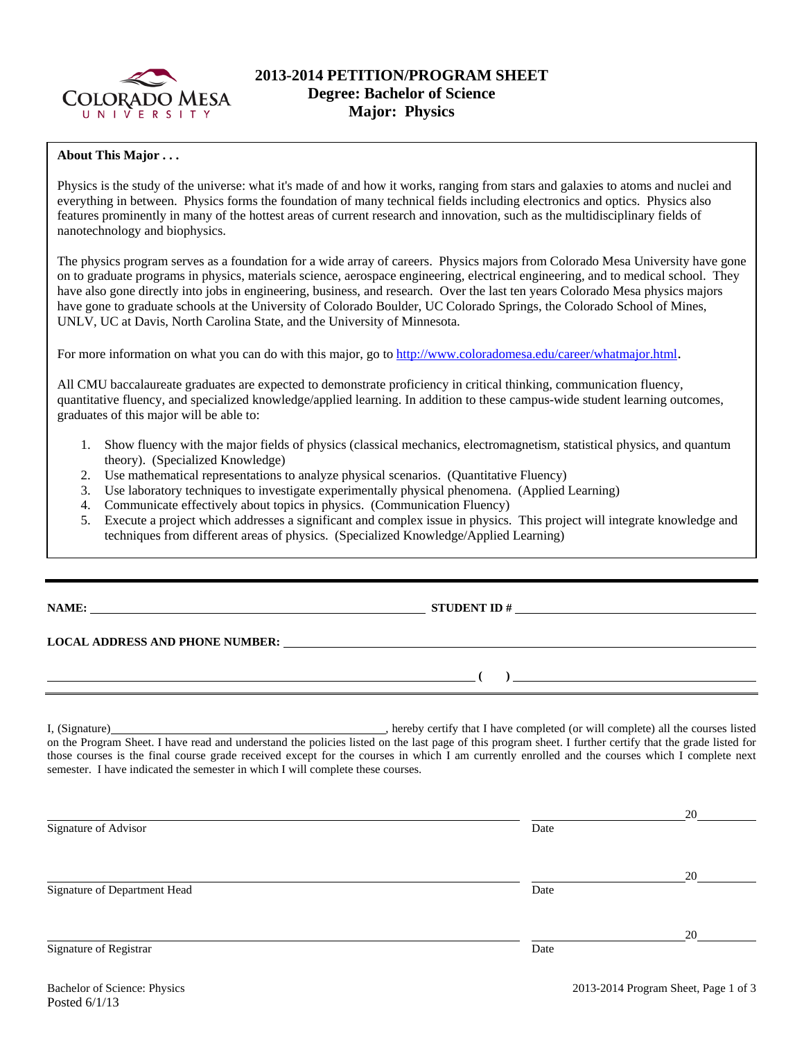# 2013-2014 PETITION/PROGRAM SHEET
## Degree: Bachelor of Science
## Major: Physics

**About This Major . . .**

Physics is the study of the universe: what it's made of and how it works, ranging from stars and galaxies to atoms and nuclei and everything in between. Physics forms the foundation of many technical fields including electronics and optics. Physics also features prominently in many of the hottest areas of current research and innovation, such as the multidisciplinary fields of nanotechnology and biophysics.

The physics program serves as a foundation for a wide array of careers. Physics majors from Colorado Mesa University have gone on to graduate programs in physics, materials science, aerospace engineering, electrical engineering, and to medical school. They have also gone directly into jobs in engineering, business, and research. Over the last ten years Colorado Mesa physics majors have gone to graduate schools at the University of Colorado Boulder, UC Colorado Springs, the Colorado School of Mines, UNLV, UC at Davis, North Carolina State, and the University of Minnesota.

For more information on what you can do with this major, go to http://www.coloradomesa.edu/career/whatmajor.html.

All CMU baccalaureate graduates are expected to demonstrate proficiency in critical thinking, communication fluency, quantitative fluency, and specialized knowledge/applied learning. In addition to these campus-wide student learning outcomes, graduates of this major will be able to:

1. Show fluency with the major fields of physics (classical mechanics, electromagnetism, statistical physics, and quantum theory). (Specialized Knowledge)
2. Use mathematical representations to analyze physical scenarios. (Quantitative Fluency)
3. Use laboratory techniques to investigate experimentally physical phenomena. (Applied Learning)
4. Communicate effectively about topics in physics. (Communication Fluency)
5. Execute a project which addresses a significant and complex issue in physics. This project will integrate knowledge and techniques from different areas of physics. (Specialized Knowledge/Applied Learning)

---

**NAME:** ______________________________ **STUDENT ID #** ______________________

**LOCAL ADDRESS AND PHONE NUMBER:** ______________________________

______________________________ ( ) ______________________

I, (Signature)______________________________, hereby certify that I have completed (or will complete) all the courses listed on the Program Sheet. I have read and understand the policies listed on the last page of this program sheet. I further certify that the grade listed for those courses is the final course grade received except for the courses in which I am currently enrolled and the courses which I complete next semester. I have indicated the semester in which I will complete these courses.

______________________________ ______________ 20______
Signature of Advisor Date

______________________________ ______________ 20______
Signature of Department Head Date

______________________________ ______________ 20______
Signature of Registrar Date

Bachelor of Science: Physics
Posted 6/1/13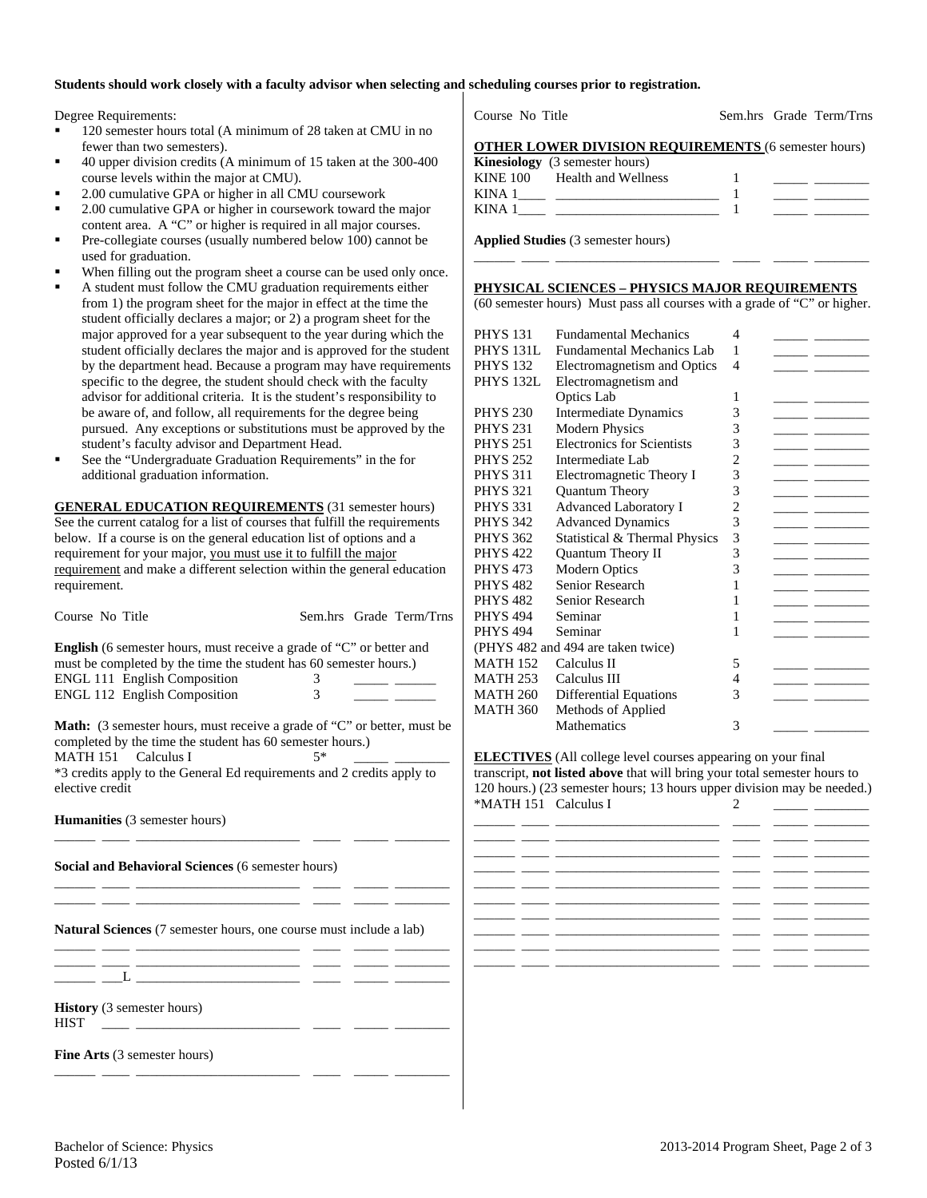**Students should work closely with a faculty advisor when selecting and scheduling courses prior to registration.**

Degree Requirements:

- 120 semester hours total (A minimum of 28 taken at CMU in no fewer than two semesters).
- 40 upper division credits (A minimum of 15 taken at the 300-400 course levels within the major at CMU).
- 2.00 cumulative GPA or higher in all CMU coursework
- 2.00 cumulative GPA or higher in coursework toward the major content area. A "C" or higher is required in all major courses.
- Pre-collegiate courses (usually numbered below 100) cannot be used for graduation.
- When filling out the program sheet a course can be used only once.
- A student must follow the CMU graduation requirements either from 1) the program sheet for the major in effect at the time the student officially declares a major; or 2) a program sheet for the major approved for a year subsequent to the year during which the student officially declares the major and is approved for the student by the department head. Because a program may have requirements specific to the degree, the student should check with the faculty advisor for additional criteria. It is the student's responsibility to be aware of, and follow, all requirements for the degree being pursued. Any exceptions or substitutions must be approved by the student's faculty advisor and Department Head.
- See the "Undergraduate Graduation Requirements" in the for additional graduation information.

**GENERAL EDUCATION REQUIREMENTS** (31 semester hours) See the current catalog for a list of courses that fulfill the requirements below. If a course is on the general education list of options and a requirement for your major, you must use it to fulfill the major requirement and make a different selection within the general education requirement.

| Course No | Title | Sem.hrs | Grade | Term/Trns |
|---|---|---|---|---|
| **English** (6 semester hours, must receive a grade of "C" or better and must be completed by the time the student has 60 semester hours.) | | | | |
| ENGL 111 | English Composition | 3 | _____ | ______ |
| ENGL 112 | English Composition | 3 | _____ | ______ |
| **Math:** (3 semester hours, must receive a grade of "C" or better, must be completed by the time the student has 60 semester hours.) | | | | |
| MATH 151 | Calculus I | 5* | _____ | ________ |
| *3 credits apply to the General Ed requirements and 2 credits apply to elective credit | | | | |
| **Humanities** (3 semester hours) | | | | |
| ______ ____ | ______________________ | ____ | _____ | ________ |
| **Social and Behavioral Sciences** (6 semester hours) | | | | |
| ______ ____ | ______________________ | ____ | _____ | ________ |
| ______ ____ | ______________________ | ____ | _____ | ________ |
| **Natural Sciences** (7 semester hours, one course must include a lab) | | | | |
| ______ ____ | ______________________ | ____ | _____ | ________ |
| ______ ____ | ______________________ | ____ | _____ | ________ |
| ______ ___L | ______________________ | ____ | _____ | ________ |
| **History** (3 semester hours) | | | | |
| HIST ____ | ______________________ | ____ | _____ | ________ |
| **Fine Arts** (3 semester hours) | | | | |
| ______ ____ | ______________________ | ____ | _____ | ________ |

| Course No | Title | Sem.hrs | Grade | Term/Trns |
|---|---|---|---|---|
| **OTHER LOWER DIVISION REQUIREMENTS** (6 semester hours) | | | | |
| **Kinesiology** (3 semester hours) | | | | |
| KINE 100 | Health and Wellness | 1 | _____ | ________ |
| KINA 1____ | ______________________ | 1 | _____ | ________ |
| KINA 1____ | ______________________ | 1 | _____ | ________ |
| **Applied Studies** (3 semester hours) | | | | |
| ______ ____ | ______________________ | ____ | _____ | ________ |

**PHYSICAL SCIENCES – PHYSICS MAJOR REQUIREMENTS** (60 semester hours) Must pass all courses with a grade of "C" or higher.

| Course No | Title | Sem.hrs | Grade | Term/Trns |
|---|---|---|---|---|
| PHYS 131 | Fundamental Mechanics | 4 | _____ | ________ |
| PHYS 131L | Fundamental Mechanics Lab | 1 | _____ | ________ |
| PHYS 132 | Electromagnetism and Optics | 4 | _____ | ________ |
| PHYS 132L | Electromagnetism and Optics Lab | 1 | _____ | ________ |
| PHYS 230 | Intermediate Dynamics | 3 | _____ | ________ |
| PHYS 231 | Modern Physics | 3 | _____ | ________ |
| PHYS 251 | Electronics for Scientists | 3 | _____ | ________ |
| PHYS 252 | Intermediate Lab | 2 | _____ | ________ |
| PHYS 311 | Electromagnetic Theory I | 3 | _____ | ________ |
| PHYS 321 | Quantum Theory | 3 | _____ | ________ |
| PHYS 331 | Advanced Laboratory I | 2 | _____ | ________ |
| PHYS 342 | Advanced Dynamics | 3 | _____ | ________ |
| PHYS 362 | Statistical & Thermal Physics | 3 | _____ | ________ |
| PHYS 422 | Quantum Theory II | 3 | _____ | ________ |
| PHYS 473 | Modern Optics | 3 | _____ | ________ |
| PHYS 482 | Senior Research | 1 | _____ | ________ |
| PHYS 482 | Senior Research | 1 | _____ | ________ |
| PHYS 494 | Seminar | 1 | _____ | ________ |
| PHYS 494 | Seminar | 1 | _____ | ________ |
| (PHYS 482 and 494 are taken twice) | | | | |
| MATH 152 | Calculus II | 5 | _____ | ________ |
| MATH 253 | Calculus III | 4 | _____ | ________ |
| MATH 260 | Differential Equations | 3 | _____ | ________ |
| MATH 360 | Methods of Applied Mathematics | 3 | _____ | ________ |

**ELECTIVES** (All college level courses appearing on your final transcript, **not listed above** that will bring your total semester hours to 120 hours.) (23 semester hours; 13 hours upper division may be needed.)

| Course No | Title | Sem.hrs | Grade | Term/Trns |
|---|---|---|---|---|
| *MATH 151 | Calculus I | 2 | _____ | ________ |
| ______ ____ | ______________________ | ____ | _____ | ________ |
| ______ ____ | ______________________ | ____ | _____ | ________ |
| ______ ____ | ______________________ | ____ | _____ | ________ |
| ______ ____ | ______________________ | ____ | _____ | ________ |
| ______ ____ | ______________________ | ____ | _____ | ________ |
| ______ ____ | ______________________ | ____ | _____ | ________ |
| ______ ____ | ______________________ | ____ | _____ | ________ |
| ______ ____ | ______________________ | ____ | _____ | ________ |
| ______ ____ | ______________________ | ____ | _____ | ________ |
| ______ ____ | ______________________ | ____ | _____ | ________ |

Bachelor of Science: Physics
Posted 6/1/13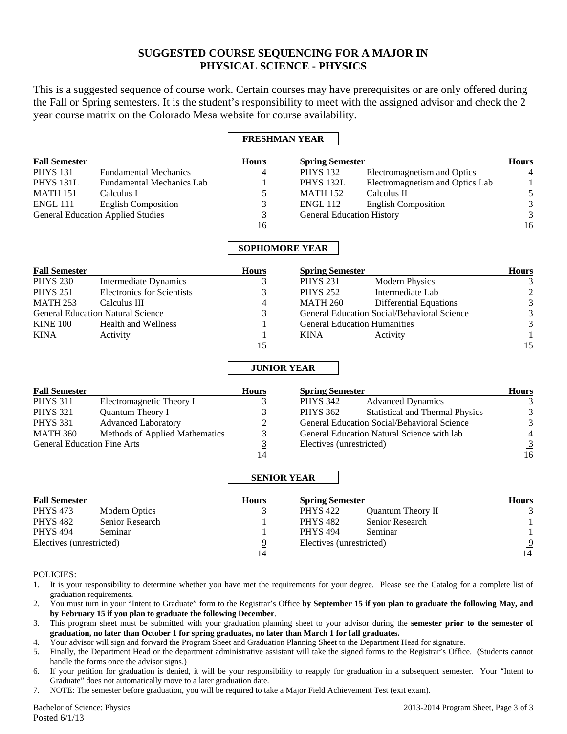# SUGGESTED COURSE SEQUENCING FOR A MAJOR IN PHYSICAL SCIENCE - PHYSICS

This is a suggested sequence of course work. Certain courses may have prerequisites or are only offered during the Fall or Spring semesters. It is the student's responsibility to meet with the assigned advisor and check the 2 year course matrix on the Colorado Mesa website for course availability.

## FRESHMAN YEAR

| Fall Semester | | Hours | Spring Semester | | Hours |
|---|---|---|---|---|---|
| PHYS 131 | Fundamental Mechanics | 4 | PHYS 132 | Electromagnetism and Optics | 4 |
| PHYS 131L | Fundamental Mechanics Lab | 1 | PHYS 132L | Electromagnetism and Optics Lab | 1 |
| MATH 151 | Calculus I | 5 | MATH 152 | Calculus II | 5 |
| ENGL 111 | English Composition | 3 | ENGL 112 | English Composition | 3 |
| General Education Applied Studies | | 3 | General Education History | | 3 |
| | | 16 | | | 16 |

## SOPHOMORE YEAR

| Fall Semester | | Hours | Spring Semester | | Hours |
|---|---|---|---|---|---|
| PHYS 230 | Intermediate Dynamics | 3 | PHYS 231 | Modern Physics | 3 |
| PHYS 251 | Electronics for Scientists | 3 | PHYS 252 | Intermediate Lab | 2 |
| MATH 253 | Calculus III | 4 | MATH 260 | Differential Equations | 3 |
| General Education Natural Science | | 3 | General Education Social/Behavioral Science | | 3 |
| KINE 100 | Health and Wellness | 1 | General Education Humanities | | 3 |
| KINA | Activity | 1 | KINA | Activity | 1 |
| | | 15 | | | 15 |

## JUNIOR YEAR

| Fall Semester | | Hours | Spring Semester | | Hours |
|---|---|---|---|---|---|
| PHYS 311 | Electromagnetic Theory I | 3 | PHYS 342 | Advanced Dynamics | 3 |
| PHYS 321 | Quantum Theory I | 3 | PHYS 362 | Statistical and Thermal Physics | 3 |
| PHYS 331 | Advanced Laboratory | 2 | General Education Social/Behavioral Science | | 3 |
| MATH 360 | Methods of Applied Mathematics | 3 | General Education Natural Science with lab | | 4 |
| General Education Fine Arts | | 3 | Electives (unrestricted) | | 3 |
| | | 14 | | | 16 |

## SENIOR YEAR

| Fall Semester | | Hours | Spring Semester | | Hours |
|---|---|---|---|---|---|
| PHYS 473 | Modern Optics | 3 | PHYS 422 | Quantum Theory II | 3 |
| PHYS 482 | Senior Research | 1 | PHYS 482 | Senior Research | 1 |
| PHYS 494 | Seminar | 1 | PHYS 494 | Seminar | 1 |
| Electives (unrestricted) | | 9 | Electives (unrestricted) | | 9 |
| | | 14 | | | 14 |

POLICIES:

1. It is your responsibility to determine whether you have met the requirements for your degree. Please see the Catalog for a complete list of graduation requirements.
2. You must turn in your "Intent to Graduate" form to the Registrar's Office **by September 15 if you plan to graduate the following May, and by February 15 if you plan to graduate the following December**.
3. This program sheet must be submitted with your graduation planning sheet to your advisor during the **semester prior to the semester of graduation, no later than October 1 for spring graduates, no later than March 1 for fall graduates.**
4. Your advisor will sign and forward the Program Sheet and Graduation Planning Sheet to the Department Head for signature.
5. Finally, the Department Head or the department administrative assistant will take the signed forms to the Registrar's Office. (Students cannot handle the forms once the advisor signs.)
6. If your petition for graduation is denied, it will be your responsibility to reapply for graduation in a subsequent semester. Your "Intent to Graduate" does not automatically move to a later graduation date.
7. NOTE: The semester before graduation, you will be required to take a Major Field Achievement Test (exit exam).

Bachelor of Science: Physics
Posted 6/1/13